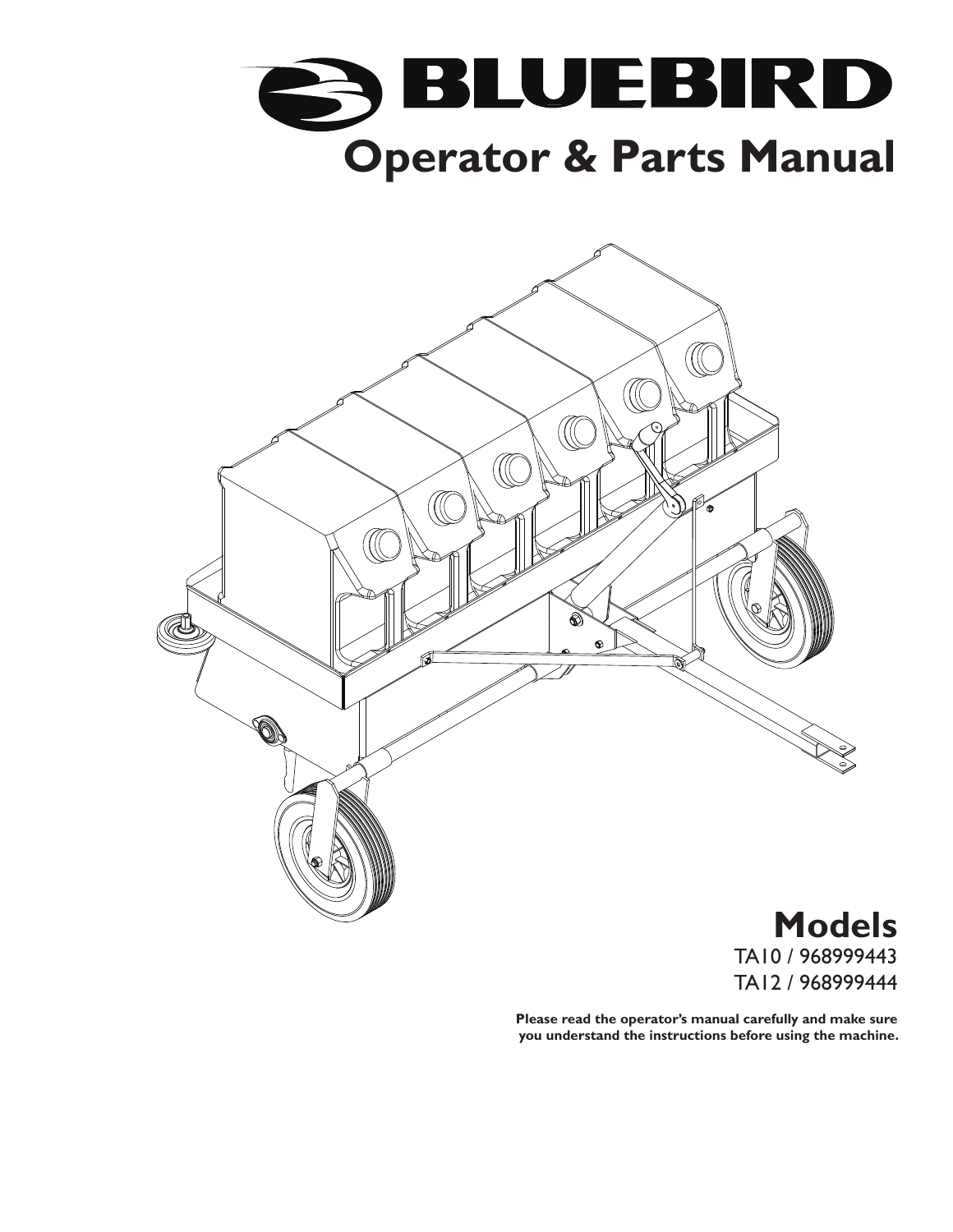# BLUEBIRD

# Operator & Parts Manual

## Models

TA10 / 968999443

TA12 / 968999444

**Please read the operator's manual carefully and make sure you understand the instructions before using the machine.**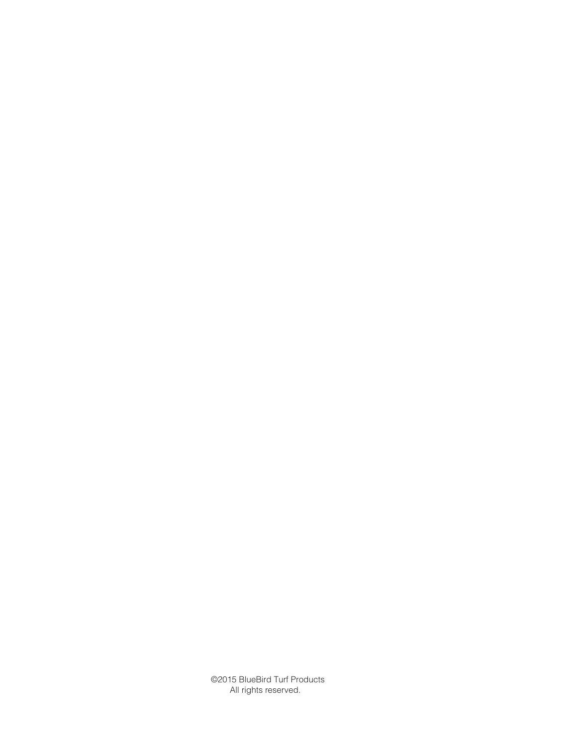©2015 BlueBird Turf Products
All rights reserved.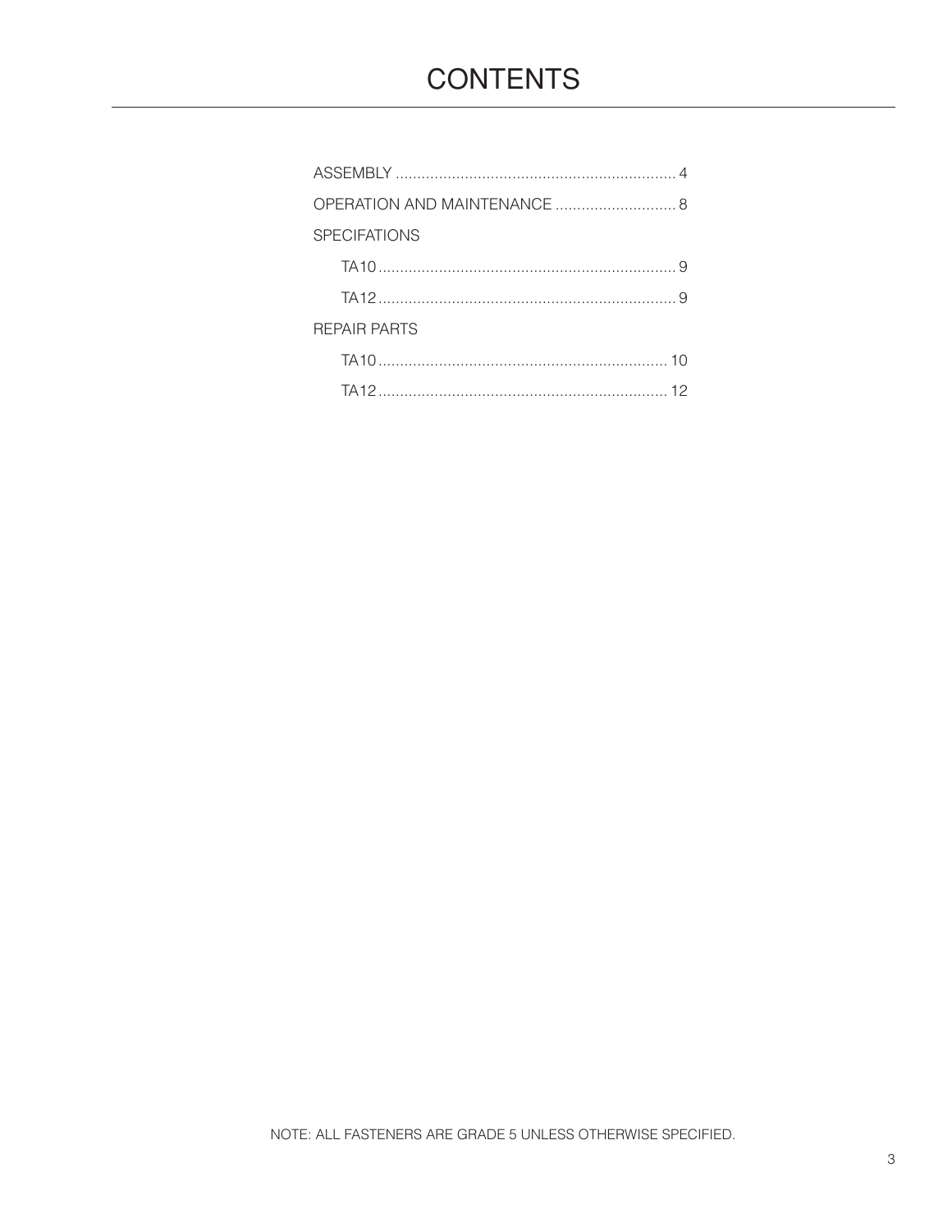# CONTENTS

ASSEMBLY ................................................................ 4

OPERATION AND MAINTENANCE ............................ 8

SPECIFATIONS

- TA10 .................................................................... 9
- TA12 .................................................................... 9

REPAIR PARTS

- TA10 .................................................................. 10
- TA12 .................................................................. 12

NOTE: ALL FASTENERS ARE GRADE 5 UNLESS OTHERWISE SPECIFIED.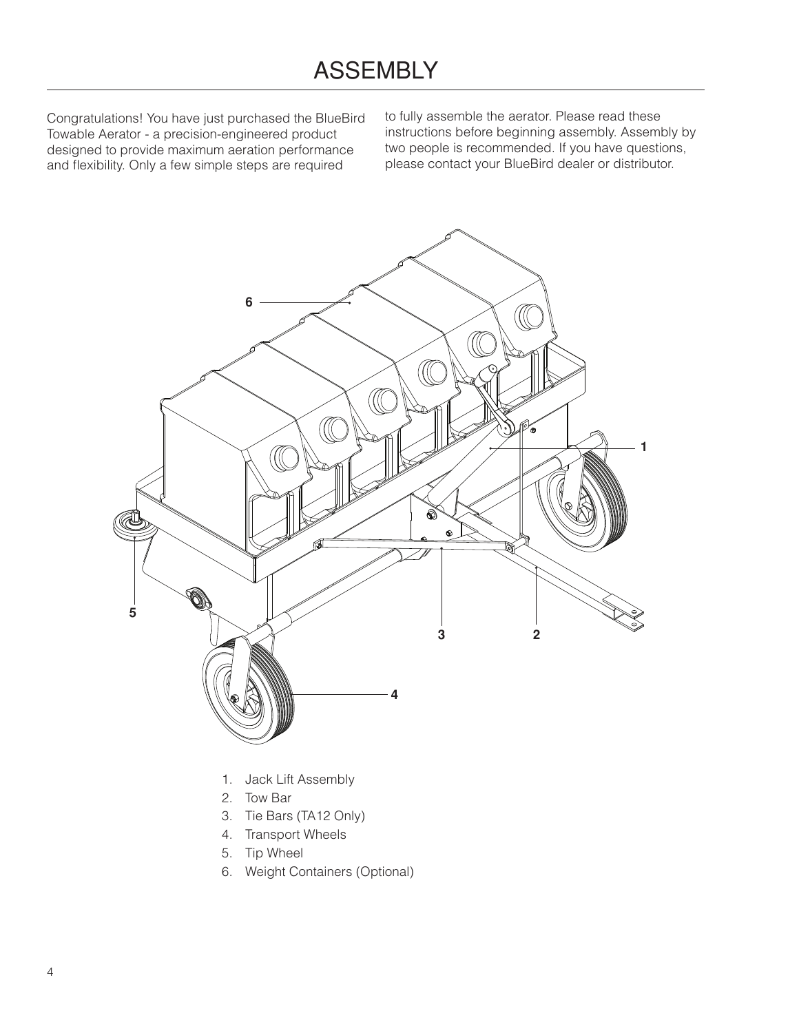# ASSEMBLY

Congratulations! You have just purchased the BlueBird Towable Aerator - a precision-engineered product designed to provide maximum aeration performance and flexibility. Only a few simple steps are required to fully assemble the aerator. Please read these instructions before beginning assembly. Assembly by two people is recommended. If you have questions, please contact your BlueBird dealer or distributor.

1. Jack Lift Assembly
2. Tow Bar
3. Tie Bars (TA12 Only)
4. Transport Wheels
5. Tip Wheel
6. Weight Containers (Optional)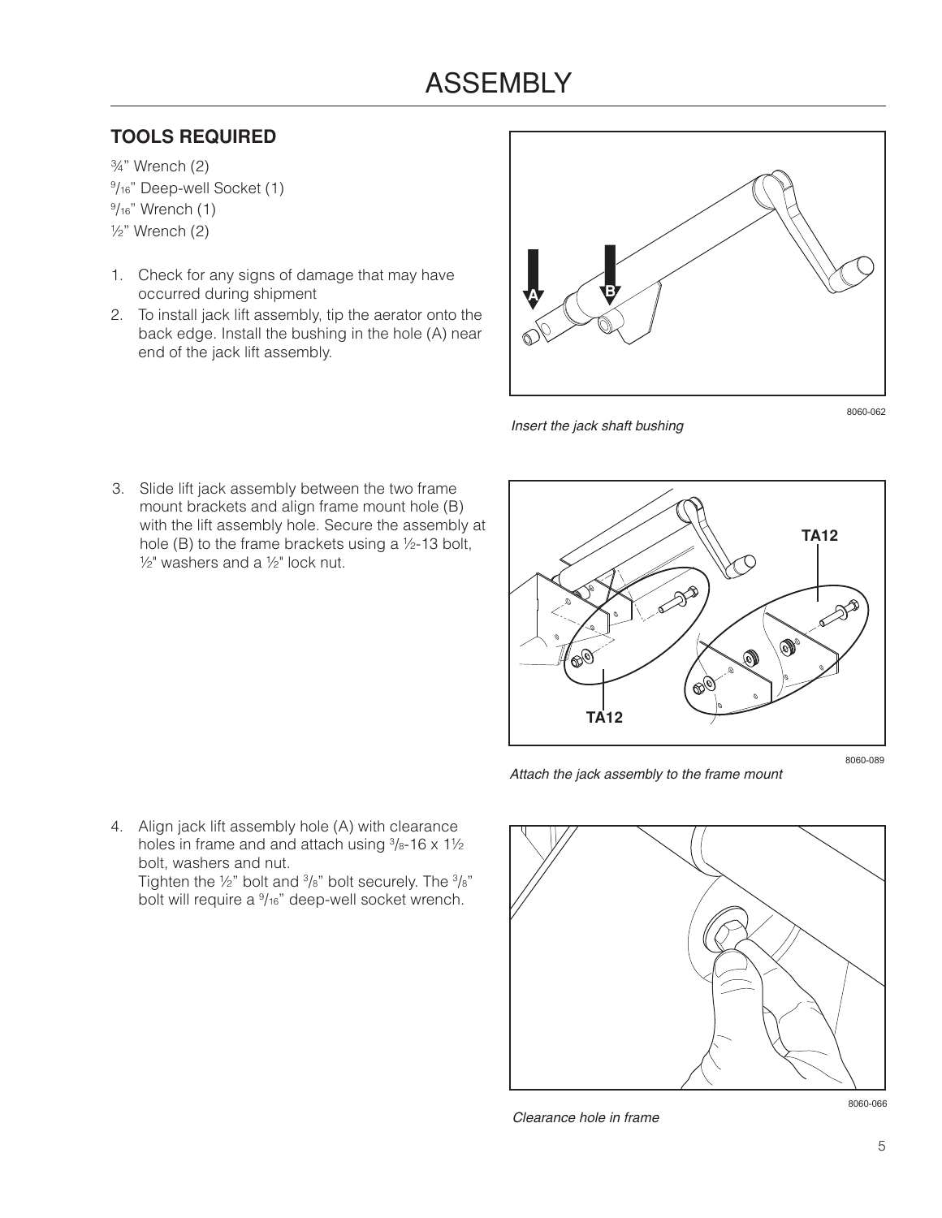# ASSEMBLY

## TOOLS REQUIRED

¾" Wrench (2)
9/16" Deep-well Socket (1)
9/16" Wrench (1)
½" Wrench (2)

1. Check for any signs of damage that may have occurred during shipment
2. To install jack lift assembly, tip the aerator onto the back edge. Install the bushing in the hole (A) near end of the jack lift assembly.

*Insert the jack shaft bushing*

3. Slide lift jack assembly between the two frame mount brackets and align frame mount hole (B) with the lift assembly hole. Secure the assembly at hole (B) to the frame brackets using a ½-13 bolt, ½" washers and a ½" lock nut.

*Attach the jack assembly to the frame mount*

4. Align jack lift assembly hole (A) with clearance holes in frame and and attach using 3/8-16 x 1½ bolt, washers and nut.
   Tighten the ½" bolt and 3/8" bolt securely. The 3/8" bolt will require a 9/16" deep-well socket wrench.

*Clearance hole in frame*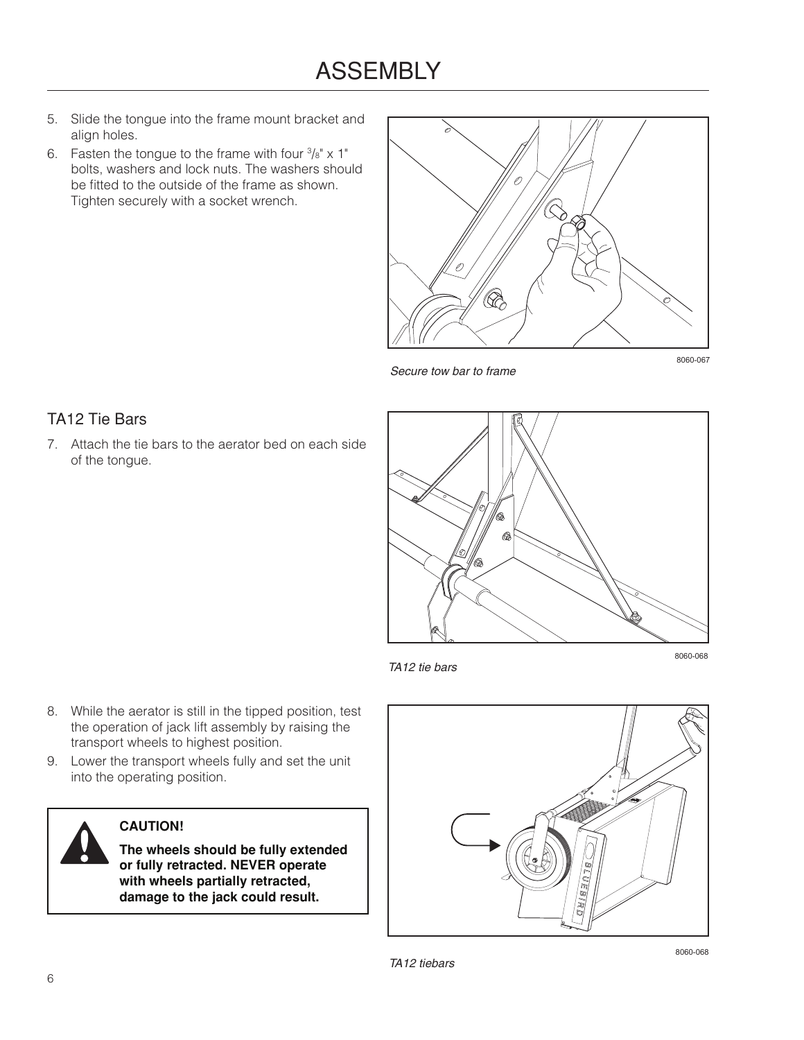# ASSEMBLY

5. Slide the tongue into the frame mount bracket and align holes.
6. Fasten the tongue to the frame with four $^3/_8$" x 1" bolts, washers and lock nuts. The washers should be fitted to the outside of the frame as shown. Tighten securely with a socket wrench.

8060-067

*Secure tow bar to frame*

## TA12 Tie Bars

7. Attach the tie bars to the aerator bed on each side of the tongue.

8060-068

*TA12 tie bars*

8. While the aerator is still in the tipped position, test the operation of jack lift assembly by raising the transport wheels to highest position.
9. Lower the transport wheels fully and set the unit into the operating position.

> **CAUTION!**
>
> **The wheels should be fully extended or fully retracted. NEVER operate with wheels partially retracted, damage to the jack could result.**

8060-068

*TA12 tiebars*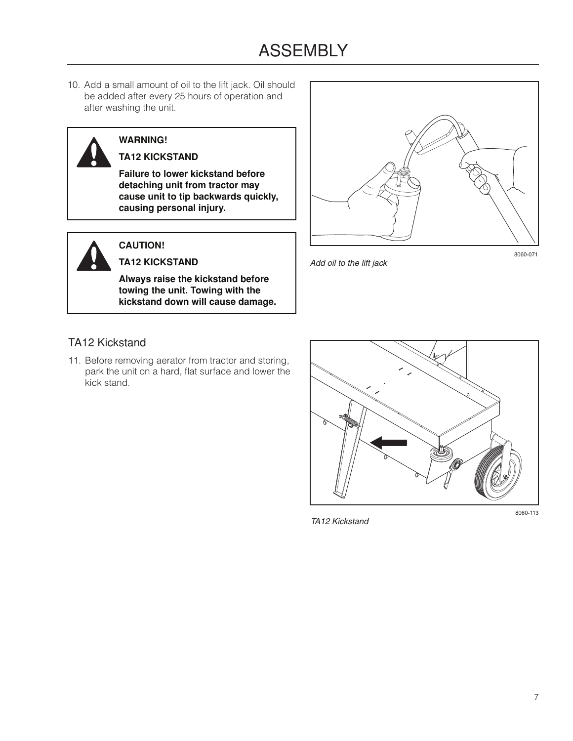# ASSEMBLY

10. Add a small amount of oil to the lift jack. Oil should be added after every 25 hours of operation and after washing the unit.

> **WARNING!**
>
> **TA12 KICKSTAND**
>
> **Failure to lower kickstand before detaching unit from tractor may cause unit to tip backwards quickly, causing personal injury.**

> **CAUTION!**
>
> **TA12 KICKSTAND**
>
> **Always raise the kickstand before towing the unit. Towing with the kickstand down will cause damage.**

8060-071

*Add oil to the lift jack*

## TA12 Kickstand

11. Before removing aerator from tractor and storing, park the unit on a hard, flat surface and lower the kick stand.

8060-113

*TA12 Kickstand*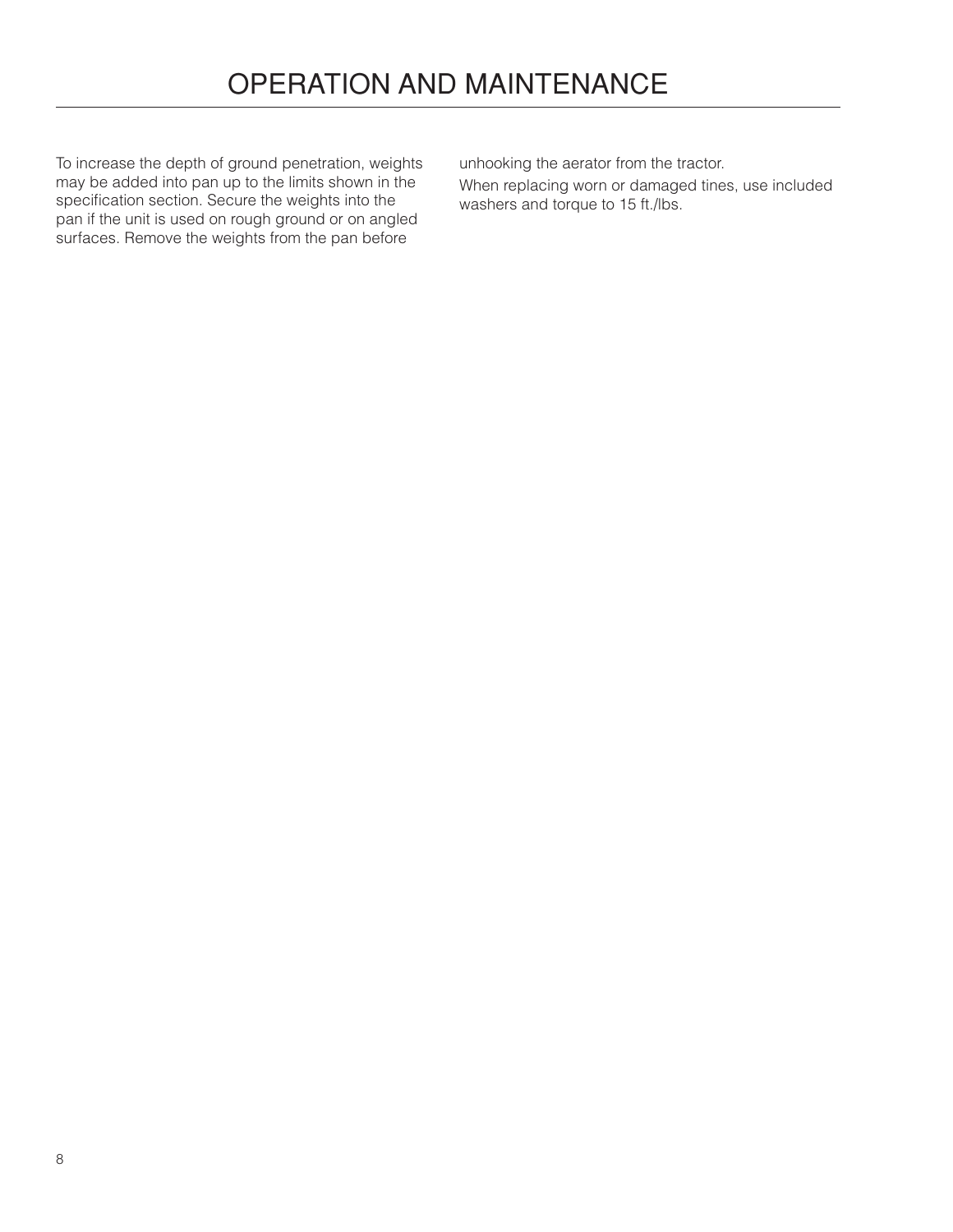# OPERATION AND MAINTENANCE

To increase the depth of ground penetration, weights may be added into pan up to the limits shown in the specification section. Secure the weights into the pan if the unit is used on rough ground or on angled surfaces. Remove the weights from the pan before unhooking the aerator from the tractor.

When replacing worn or damaged tines, use included washers and torque to 15 ft./lbs.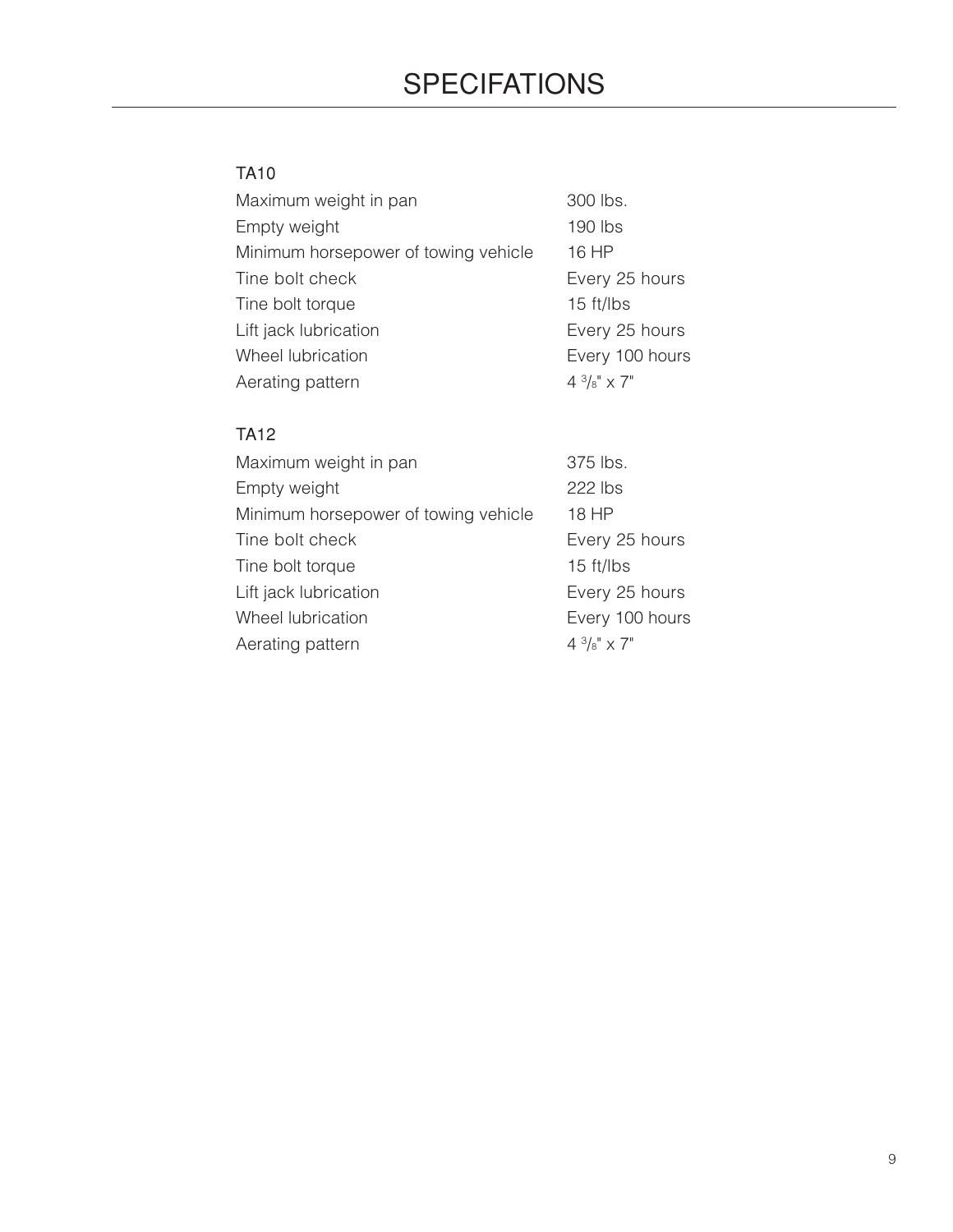# SPECIFATIONS

## TA10

| | |
|---|---|
| Maximum weight in pan | 300 lbs. |
| Empty weight | 190 lbs |
| Minimum horsepower of towing vehicle | 16 HP |
| Tine bolt check | Every 25 hours |
| Tine bolt torque | 15 ft/lbs |
| Lift jack lubrication | Every 25 hours |
| Wheel lubrication | Every 100 hours |
| Aerating pattern | 4 3/8" x 7" |

## TA12

| | |
|---|---|
| Maximum weight in pan | 375 lbs. |
| Empty weight | 222 lbs |
| Minimum horsepower of towing vehicle | 18 HP |
| Tine bolt check | Every 25 hours |
| Tine bolt torque | 15 ft/lbs |
| Lift jack lubrication | Every 25 hours |
| Wheel lubrication | Every 100 hours |
| Aerating pattern | 4 3/8" x 7" |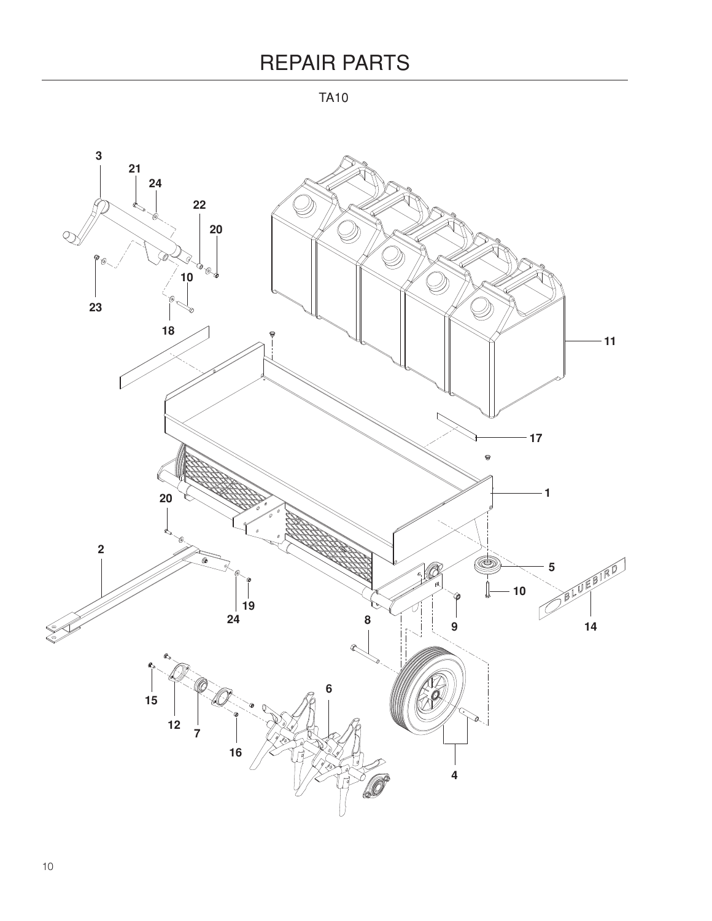# REPAIR PARTS

TA10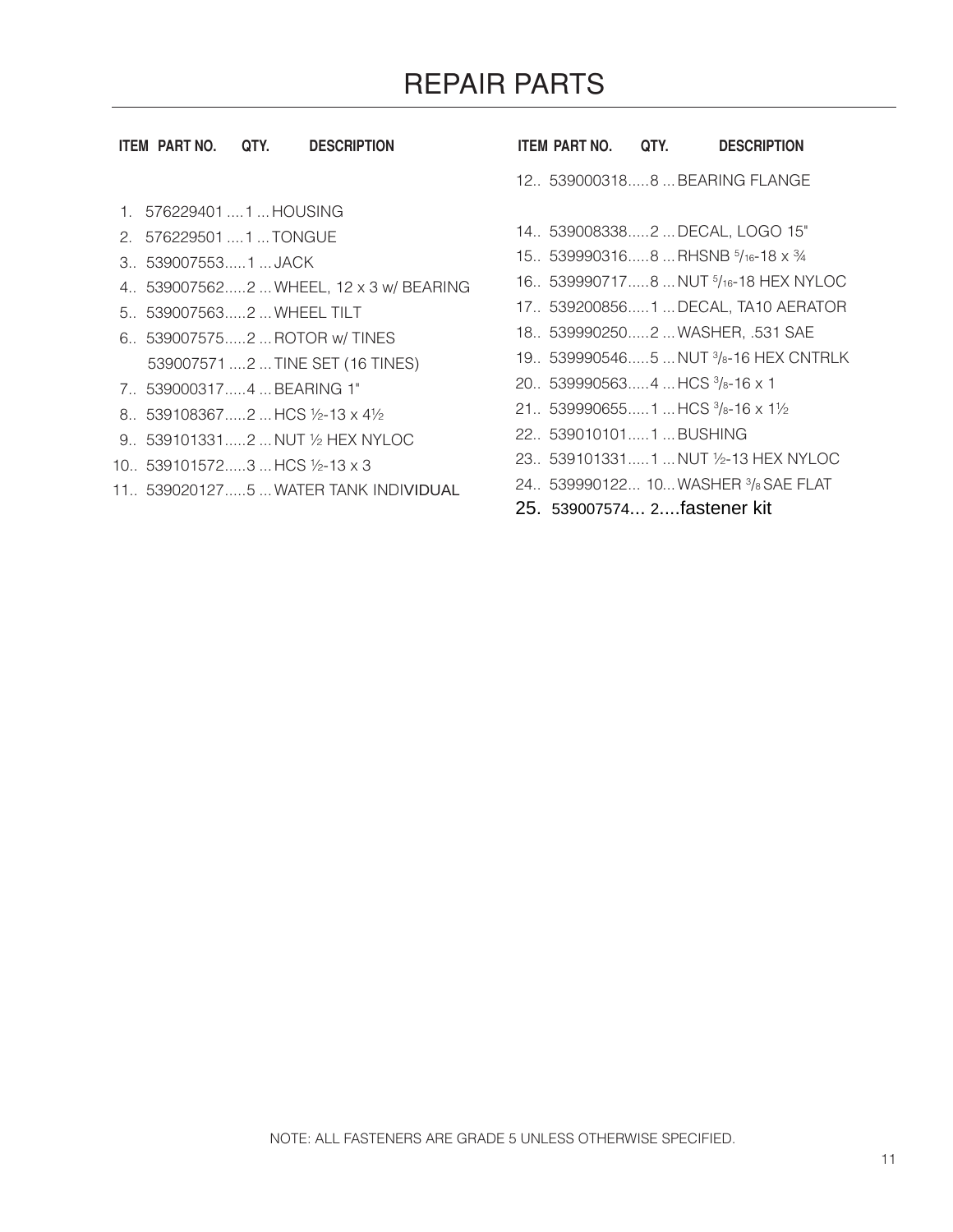# REPAIR PARTS

| ITEM | PART NO. | QTY. | DESCRIPTION |
|---|---|---|---|
| 1. | 576229401 | 1 | HOUSING |
| 2. | 576229501 | 1 | TONGUE |
| 3. | 539007553 | 1 | JACK |
| 4. | 539007562 | 2 | WHEEL, 12 x 3 w/ BEARING |
| 5. | 539007563 | 2 | WHEEL TILT |
| 6. | 539007575 | 2 | ROTOR w/ TINES |
| | 539007571 | 2 | TINE SET (16 TINES) |
| 7. | 539000317 | 4 | BEARING 1" |
| 8. | 539108367 | 2 | HCS ½-13 x 4½ |
| 9. | 539101331 | 2 | NUT ½ HEX NYLOC |
| 10. | 539101572 | 3 | HCS ½-13 x 3 |
| 11. | 539020127 | 5 | WATER TANK INDIVIDUAL |
| 12. | 539000318 | 8 | BEARING FLANGE |
| 14. | 539008338 | 2 | DECAL, LOGO 15" |
| 15. | 539990316 | 8 | RHSNB 5/16-18 x ¾ |
| 16. | 539990717 | 8 | NUT 5/16-18 HEX NYLOC |
| 17. | 539200856 | 1 | DECAL, TA10 AERATOR |
| 18. | 539990250 | 2 | WASHER, .531 SAE |
| 19. | 539990546 | 5 | NUT 3/8-16 HEX CNTRLK |
| 20. | 539990563 | 4 | HCS 3/8-16 x 1 |
| 21. | 539990655 | 1 | HCS 3/8-16 x 1½ |
| 22. | 539010101 | 1 | BUSHING |
| 23. | 539101331 | 1 | NUT ½-13 HEX NYLOC |
| 24. | 539990122 | 10 | WASHER 3/8 SAE FLAT |
| 25. | 539007574 | 2 | fastener kit |

NOTE: ALL FASTENERS ARE GRADE 5 UNLESS OTHERWISE SPECIFIED.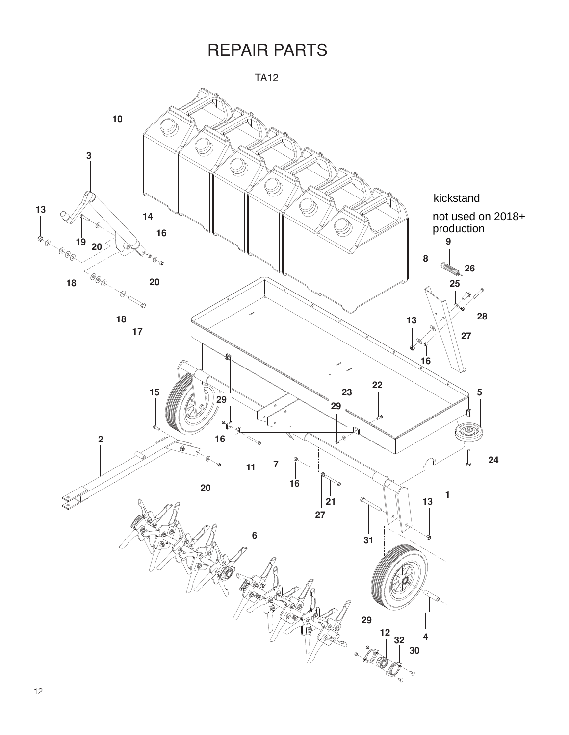# REPAIR PARTS

TA12

kickstand

not used on 2018+ production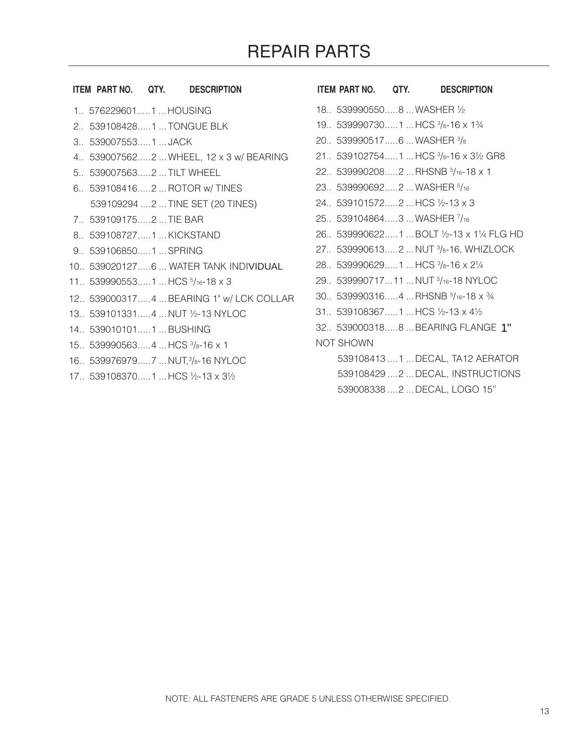# REPAIR PARTS

| ITEM | PART NO. | QTY. | DESCRIPTION |
|---|---|---|---|
| 1 | 576229601 | 1 | HOUSING |
| 2 | 539108428 | 1 | TONGUE BLK |
| 3 | 539007553 | 1 | JACK |
| 4 | 539007562 | 2 | WHEEL, 12 x 3 w/ BEARING |
| 5 | 539007563 | 2 | TILT WHEEL |
| 6 | 539108416 | 2 | ROTOR w/ TINES |
| | 539109294 | 2 | TINE SET (20 TINES) |
| 7 | 539109175 | 2 | TIE BAR |
| 8 | 539108727 | 1 | KICKSTAND |
| 9 | 539106850 | 1 | SPRING |
| 10 | 539020127 | 6 | WATER TANK INDIVIDUAL |
| 11 | 539990553 | 1 | HCS 5/16-18 x 3 |
| 12 | 539000317 | 4 | BEARING 1" w/ LCK COLLAR |
| 13 | 539101331 | 4 | NUT ½-13 NYLOC |
| 14 | 539010101 | 1 | BUSHING |
| 15 | 539990563 | 4 | HCS 3/8-16 x 1 |
| 16 | 539976979 | 7 | NUT,3/8-16 NYLOC |
| 17 | 539108370 | 1 | HCS ½-13 x 3½ |
| 18 | 539990550 | 8 | WASHER ½ |
| 19 | 539990730 | 1 | HCS 3/8-16 x 1¾ |
| 20 | 539990517 | 6 | WASHER 3/8 |
| 21 | 539102754 | 1 | HCS 3/8-16 x 3½ GR8 |
| 22 | 539990208 | 2 | RHSNB 5/16-18 x 1 |
| 23 | 539990692 | 2 | WASHER 5/16 |
| 24 | 539101572 | 2 | HCS ½-13 x 3 |
| 25 | 539104864 | 3 | WASHER 7/16 |
| 26 | 539990622 | 1 | BOLT ½-13 x 1¼ FLG HD |
| 27 | 539990613 | 2 | NUT 3/8-16, WHIZLOCK |
| 28 | 539990629 | 1 | HCS 3/8-16 x 2¼ |
| 29 | 539990717 | 11 | NUT 5/16-18 NYLOC |
| 30 | 539990316 | 4 | RHSNB 5/16-18 x ¾ |
| 31 | 539108367 | 1 | HCS ½-13 x 4½ |
| 32 | 539000318 | 8 | BEARING FLANGE 1" |
| NOT SHOWN | | | |
| | 539108413 | 1 | DECAL, TA12 AERATOR |
| | 539108429 | 2 | DECAL, INSTRUCTIONS |
| | 539008338 | 2 | DECAL, LOGO 15" |

NOTE: ALL FASTENERS ARE GRADE 5 UNLESS OTHERWISE SPECIFIED.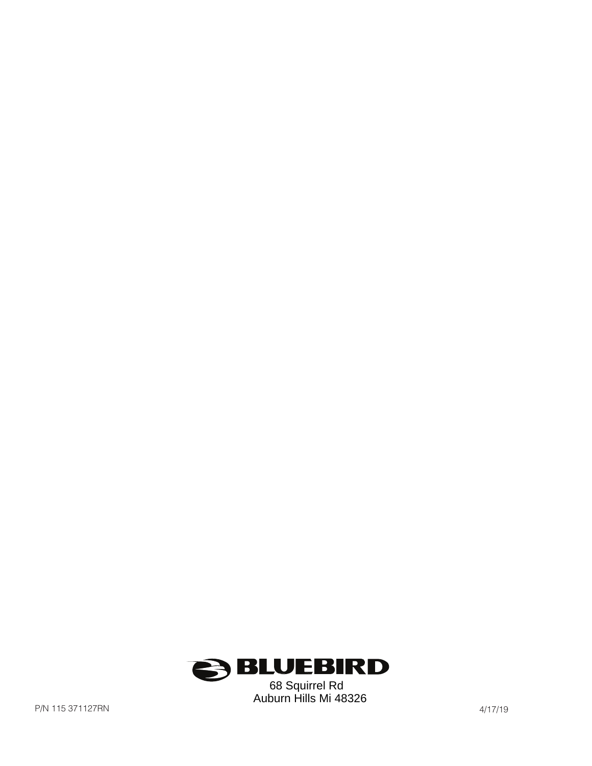BLUEBIRD

68 Squirrel Rd
Auburn Hills Mi 48326

P/N 115 371127RN

4/17/19